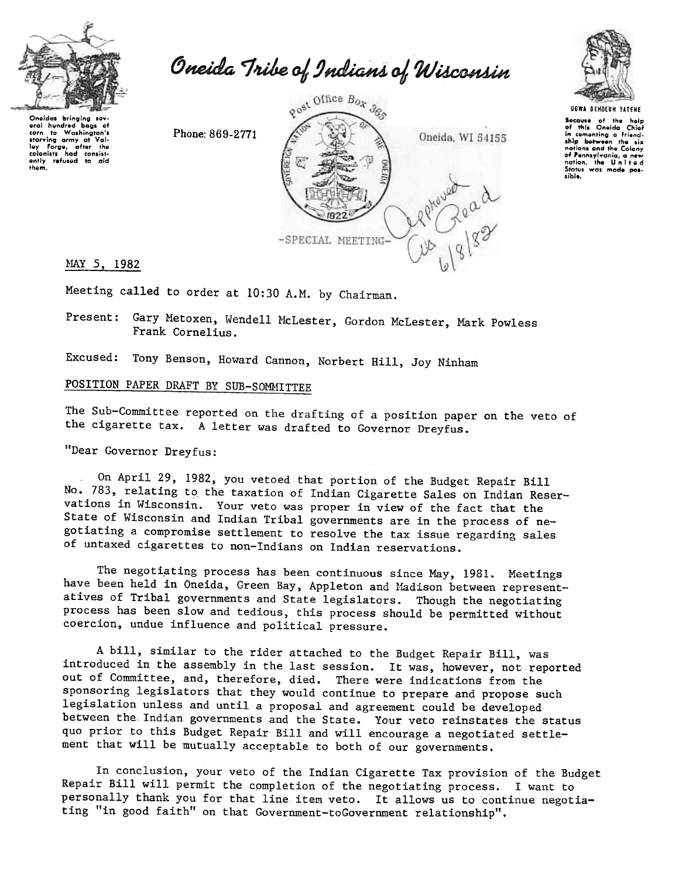Oneidas bringing several hundred bags of corn to Washington's starving army at Valley Forge, after the colonists had consistently refused to aid them.

# Oneida Tribe of Indians of Wisconsin

Phone: 869-2771

Post Office Box 365

Oneida, WI 54155

UGWA DEHOLUH YATEHE

Because of the help of this Oneida Chief in cementing a friendship between the six nations and the Colony of Pennsylvania, a new nation, the United States was made possible.

-SPECIAL MEETING-

Approved As Read 6/8/82

MAY 5, 1982

Meeting called to order at 10:30 A.M. by Chairman.

Present: Gary Metoxen, Wendell McLester, Gordon McLester, Mark Powless Frank Cornelius.

Excused: Tony Benson, Howard Cannon, Norbert Hill, Joy Ninham

## POSITION PAPER DRAFT BY SUB-SOMMITTEE

The Sub-Committee reported on the drafting of a position paper on the veto of the cigarette tax. A letter was drafted to Governor Dreyfus.

"Dear Governor Dreyfus:

On April 29, 1982, you vetoed that portion of the Budget Repair Bill No. 783, relating to the taxation of Indian Cigarette Sales on Indian Reservations in Wisconsin. Your veto was proper in view of the fact that the State of Wisconsin and Indian Tribal governments are in the process of negotiating a compromise settlement to resolve the tax issue regarding sales of untaxed cigarettes to non-Indians on Indian reservations.

The negotiating process has been continuous since May, 1981. Meetings have been held in Oneida, Green Bay, Appleton and Madison between representatives of Tribal governments and State legislators. Though the negotiating process has been slow and tedious, this process should be permitted without coercion, undue influence and political pressure.

A bill, similar to the rider attached to the Budget Repair Bill, was introduced in the assembly in the last session. It was, however, not reported out of Committee, and, therefore, died. There were indications from the sponsoring legislators that they would continue to prepare and propose such legislation unless and until a proposal and agreement could be developed between the Indian governments and the State. Your veto reinstates the status quo prior to this Budget Repair Bill and will encourage a negotiated settlement that will be mutually acceptable to both of our governments.

In conclusion, your veto of the Indian Cigarette Tax provision of the Budget Repair Bill will permit the completion of the negotiating process. I want to personally thank you for that line item veto. It allows us to continue negotiating "in good faith" on that Government-toGovernment relationship".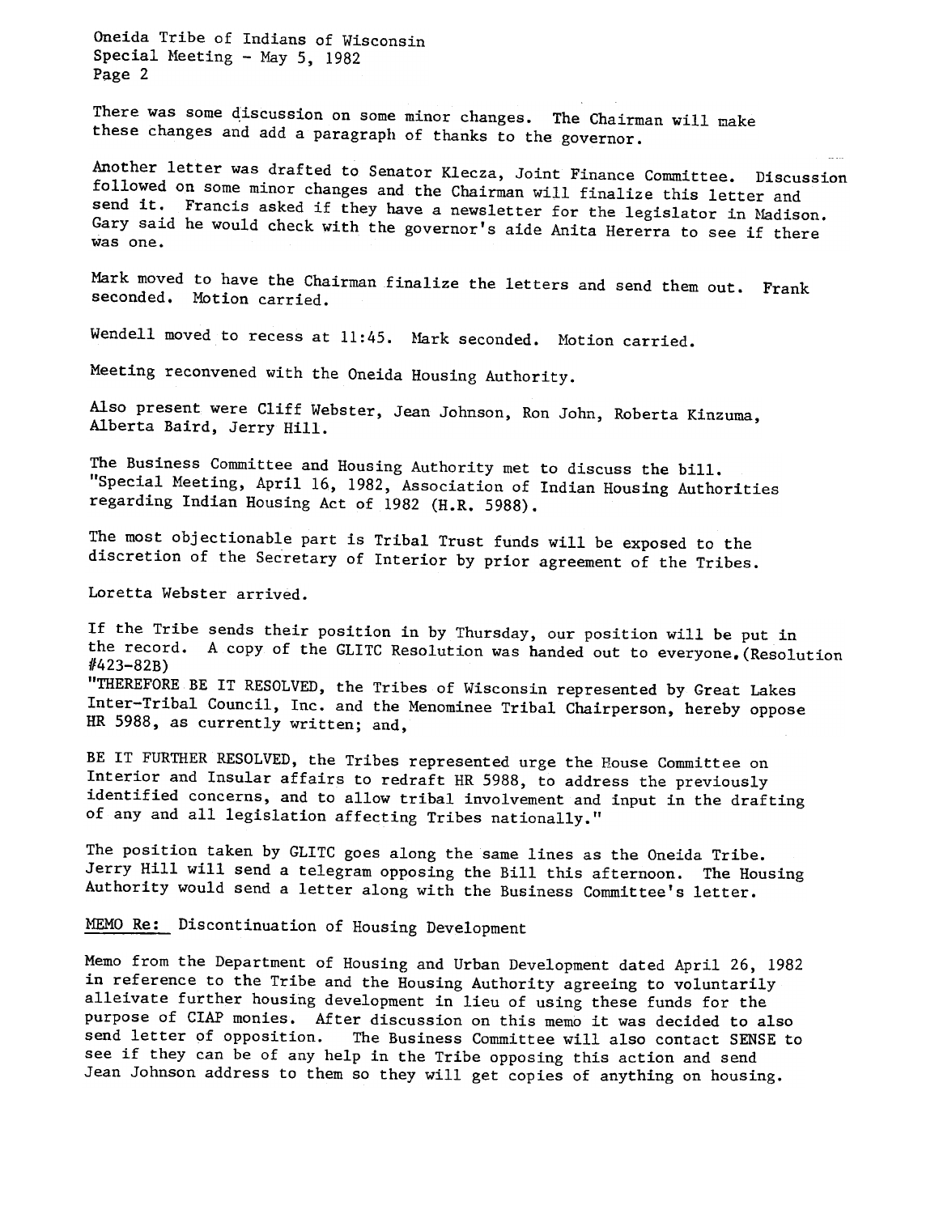There was some discussion on some minor changes. The Chairman will make these changes and add a paragraph of thanks to the governor.

Another letter was drafted to Senator Klecza, Joint Finance Committee. Discussion followed on some minor changes and the Chairman will finalize this letter and send it. Francis asked if they have a newsletter for the legislator in Madison. Gary said he would check with the governor's aide Anita Hererra to see if there was one.

Mark moved to have the Chairman finalize the letters and send them out. Frank seconded. Motion carried.

Wendell moved to recess at 11:45. Mark seconded. Motion carried.

Meeting reconvened with the Oneida Housing Authority.

Also present were Cliff Webster, Jean Johnson, Ron John, Roberta Kinzuma, Alberta Baird, Jerry Hill.

The Business Committee and Housing Authority met to discuss the bill. "Special Meeting, April 16, 1982, Association of Indian Housing Authorities regarding Indian Housing Act of 1982 (H.R. 5988).

The most objectionable part is Tribal Trust funds will be exposed to the discretion of the Secretary of Interior by prior agreement of the Tribes.

Loretta Webster arrived.

If the Tribe sends their position in by Thursday, our position will be put in the record. A copy of the GLITC Resolution was handed out to everyone. (Resolution #423-82B)
"THEREFORE BE IT RESOLVED, the Tribes of Wisconsin represented by Great Lakes Inter-Tribal Council, Inc. and the Menominee Tribal Chairperson, hereby oppose HR 5988, as currently written; and,

BE IT FURTHER RESOLVED, the Tribes represented urge the House Committee on Interior and Insular affairs to redraft HR 5988, to address the previously identified concerns, and to allow tribal involvement and input in the drafting of any and all legislation affecting Tribes nationally."

The position taken by GLITC goes along the same lines as the Oneida Tribe. Jerry Hill will send a telegram opposing the Bill this afternoon. The Housing Authority would send a letter along with the Business Committee's letter.

MEMO Re: Discontinuation of Housing Development

Memo from the Department of Housing and Urban Development dated April 26, 1982 in reference to the Tribe and the Housing Authority agreeing to voluntarily alleivate further housing development in lieu of using these funds for the purpose of CIAP monies. After discussion on this memo it was decided to also send letter of opposition. The Business Committee will also contact SENSE to see if they can be of any help in the Tribe opposing this action and send Jean Johnson address to them so they will get copies of anything on housing.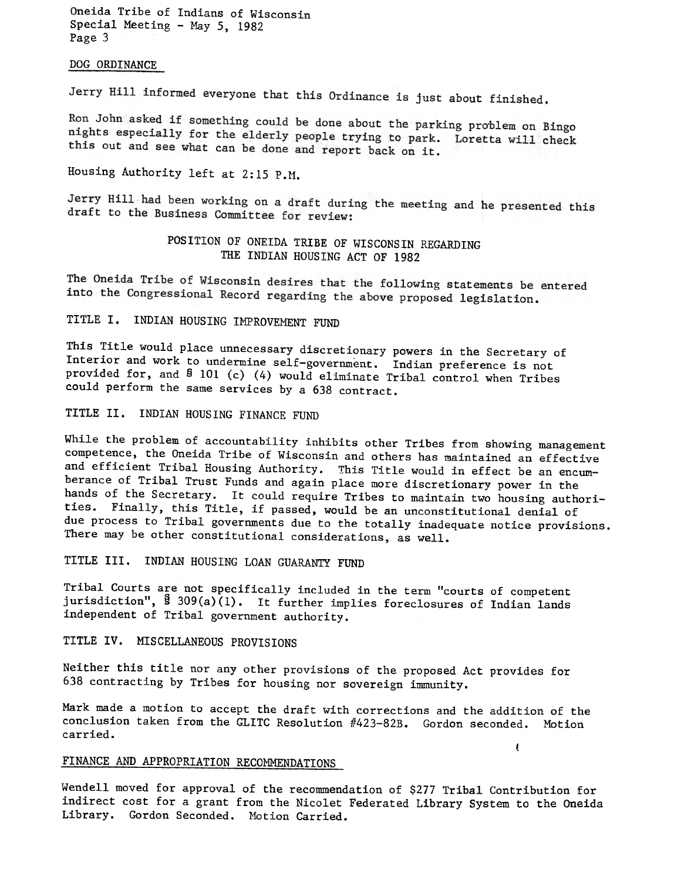## DOG ORDINANCE

Jerry Hill informed everyone that this Ordinance is just about finished.

Ron John asked if something could be done about the parking problem on Bingo nights especially for the elderly people trying to park. Loretta will check this out and see what can be done and report back on it.

Housing Authority left at 2:15 P.M.

Jerry Hill had been working on a draft during the meeting and he presented this draft to the Business Committee for review:

### POSITION OF ONEIDA TRIBE OF WISCONSIN REGARDING THE INDIAN HOUSING ACT OF 1982

The Oneida Tribe of Wisconsin desires that the following statements be entered into the Congressional Record regarding the above proposed legislation.

TITLE I. INDIAN HOUSING IMPROVEMENT FUND

This Title would place unnecessary discretionary powers in the Secretary of Interior and work to undermine self-government. Indian preference is not provided for, and § 101 (c) (4) would eliminate Tribal control when Tribes could perform the same services by a 638 contract.

TITLE II. INDIAN HOUSING FINANCE FUND

While the problem of accountability inhibits other Tribes from showing management competence, the Oneida Tribe of Wisconsin and others has maintained an effective and efficient Tribal Housing Authority. This Title would in effect be an encumberance of Tribal Trust Funds and again place more discretionary power in the hands of the Secretary. It could require Tribes to maintain two housing authorities. Finally, this Title, if passed, would be an unconstitutional denial of due process to Tribal governments due to the totally inadequate notice provisions. There may be other constitutional considerations, as well.

TITLE III. INDIAN HOUSING LOAN GUARANTY FUND

Tribal Courts are not specifically included in the term "courts of competent jurisdiction", § 309(a)(1). It further implies foreclosures of Indian lands independent of Tribal government authority.

TITLE IV. MISCELLANEOUS PROVISIONS

Neither this title nor any other provisions of the proposed Act provides for 638 contracting by Tribes for housing nor sovereign immunity.

Mark made a motion to accept the draft with corrections and the addition of the conclusion taken from the GLITC Resolution #423-82B. Gordon seconded. Motion carried.

## FINANCE AND APPROPRIATION RECOMMENDATIONS

Wendell moved for approval of the recommendation of $277 Tribal Contribution for indirect cost for a grant from the Nicolet Federated Library System to the Oneida Library. Gordon Seconded. Motion Carried.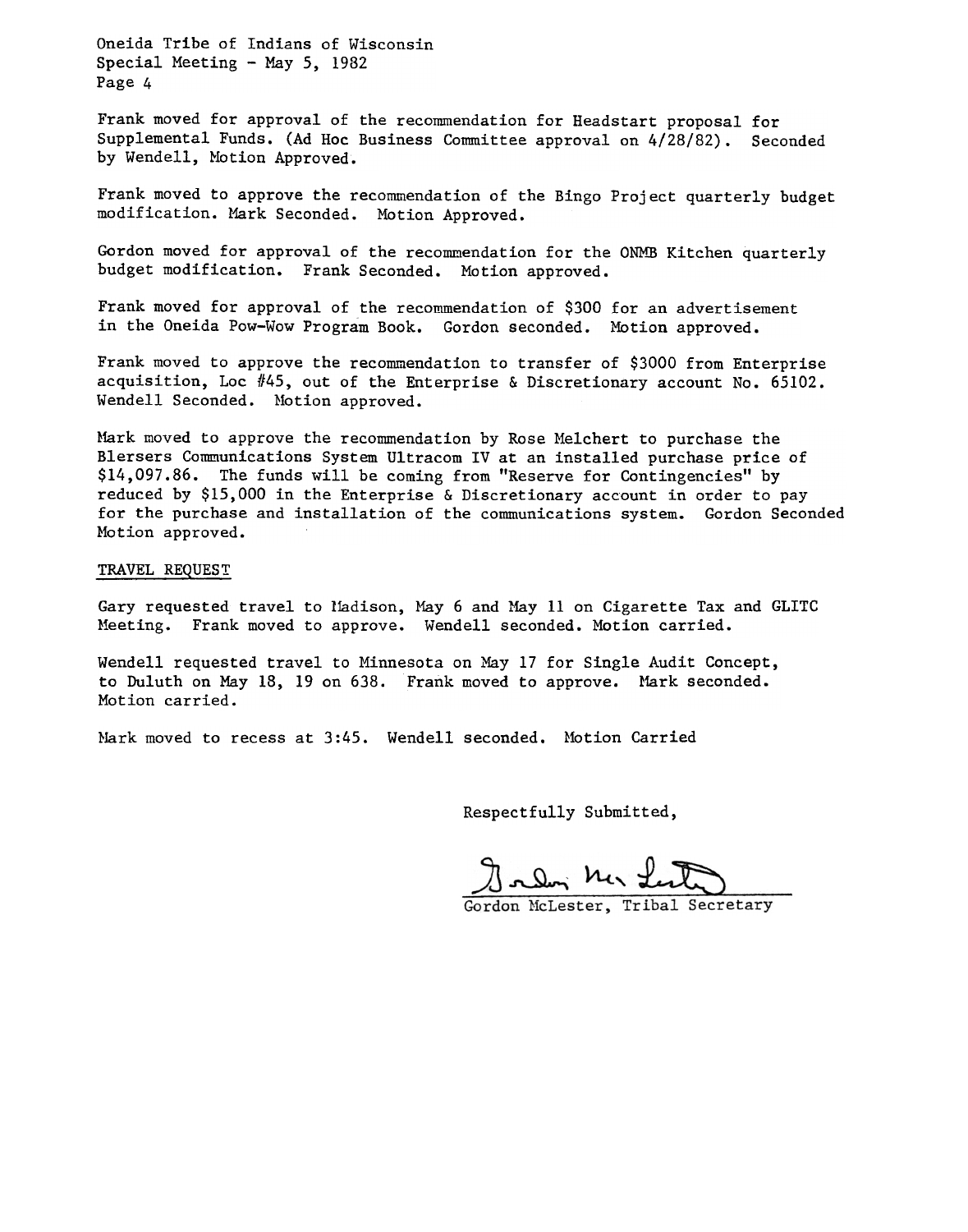Frank moved for approval of the recommendation for Headstart proposal for Supplemental Funds. (Ad Hoc Business Committee approval on 4/28/82). Seconded by Wendell, Motion Approved.

Frank moved to approve the recommendation of the Bingo Project quarterly budget modification. Mark Seconded. Motion Approved.

Gordon moved for approval of the recommendation for the ONMB Kitchen quarterly budget modification. Frank Seconded. Motion approved.

Frank moved for approval of the recommendation of $300 for an advertisement in the Oneida Pow-Wow Program Book. Gordon seconded. Motion approved.

Frank moved to approve the recommendation to transfer of $3000 from Enterprise acquisition, Loc #45, out of the Enterprise & Discretionary account No. 65102. Wendell Seconded. Motion approved.

Mark moved to approve the recommendation by Rose Melchert to purchase the Blersers Communications System Ultracom IV at an installed purchase price of $14,097.86. The funds will be coming from "Reserve for Contingencies" by reduced by $15,000 in the Enterprise & Discretionary account in order to pay for the purchase and installation of the communications system. Gordon Seconded Motion approved.

TRAVEL REQUEST

Gary requested travel to Madison, May 6 and May 11 on Cigarette Tax and GLITC Meeting. Frank moved to approve. Wendell seconded. Motion carried.

Wendell requested travel to Minnesota on May 17 for Single Audit Concept, to Duluth on May 18, 19 on 638. Frank moved to approve. Mark seconded. Motion carried.

Mark moved to recess at 3:45. Wendell seconded. Motion Carried

Respectfully Submitted,

Gordon McLester, Tribal Secretary